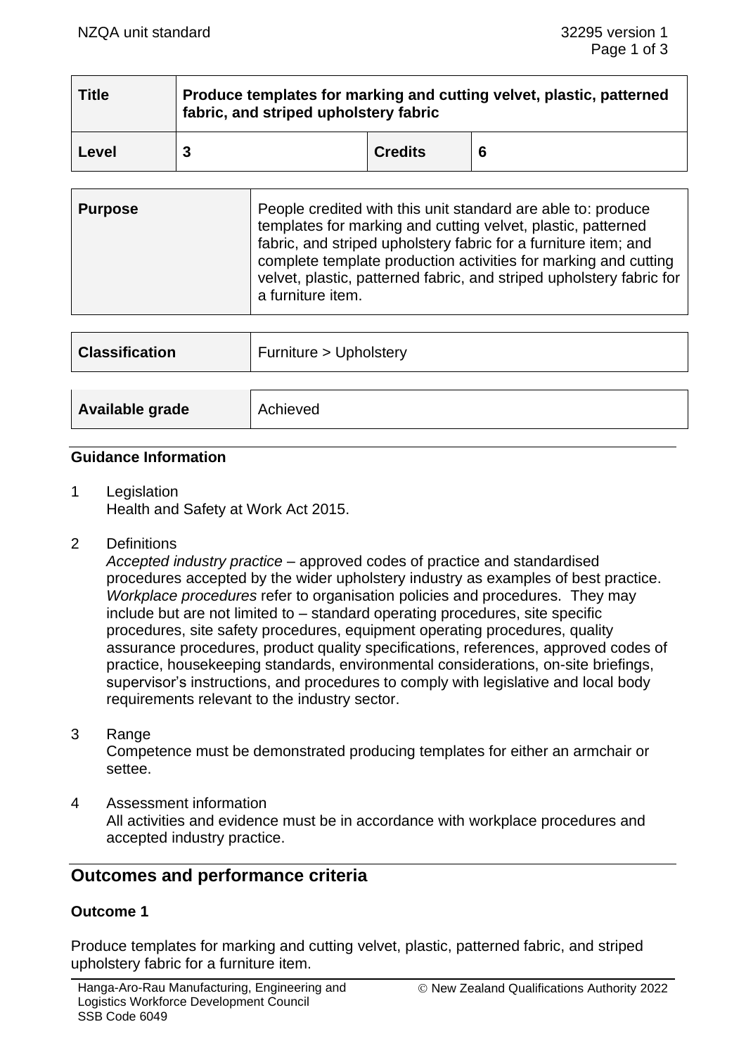| Title | Produce templates for marking and cutting velvet, plastic, patterned fabric, and striped upholstery fabric | | |
|---|---|---|---|
| Level | 3 | Credits | 6 |

| Purpose | People credited with this unit standard are able to: produce templates for marking and cutting velvet, plastic, patterned fabric, and striped upholstery fabric for a furniture item; and complete template production activities for marking and cutting velvet, plastic, patterned fabric, and striped upholstery fabric for a furniture item. |
|---|---|

| Classification | Furniture > Upholstery |
|---|---|

| Available grade | Achieved |
|---|---|

### Guidance Information

1 Legislation
Health and Safety at Work Act 2015.

2 Definitions
*Accepted industry practice* – approved codes of practice and standardised procedures accepted by the wider upholstery industry as examples of best practice.
*Workplace procedures* refer to organisation policies and procedures. They may include but are not limited to – standard operating procedures, site specific procedures, site safety procedures, equipment operating procedures, quality assurance procedures, product quality specifications, references, approved codes of practice, housekeeping standards, environmental considerations, on-site briefings, supervisor's instructions, and procedures to comply with legislative and local body requirements relevant to the industry sector.

3 Range
Competence must be demonstrated producing templates for either an armchair or settee.

4 Assessment information
All activities and evidence must be in accordance with workplace procedures and accepted industry practice.

## Outcomes and performance criteria

### Outcome 1

Produce templates for marking and cutting velvet, plastic, patterned fabric, and striped upholstery fabric for a furniture item.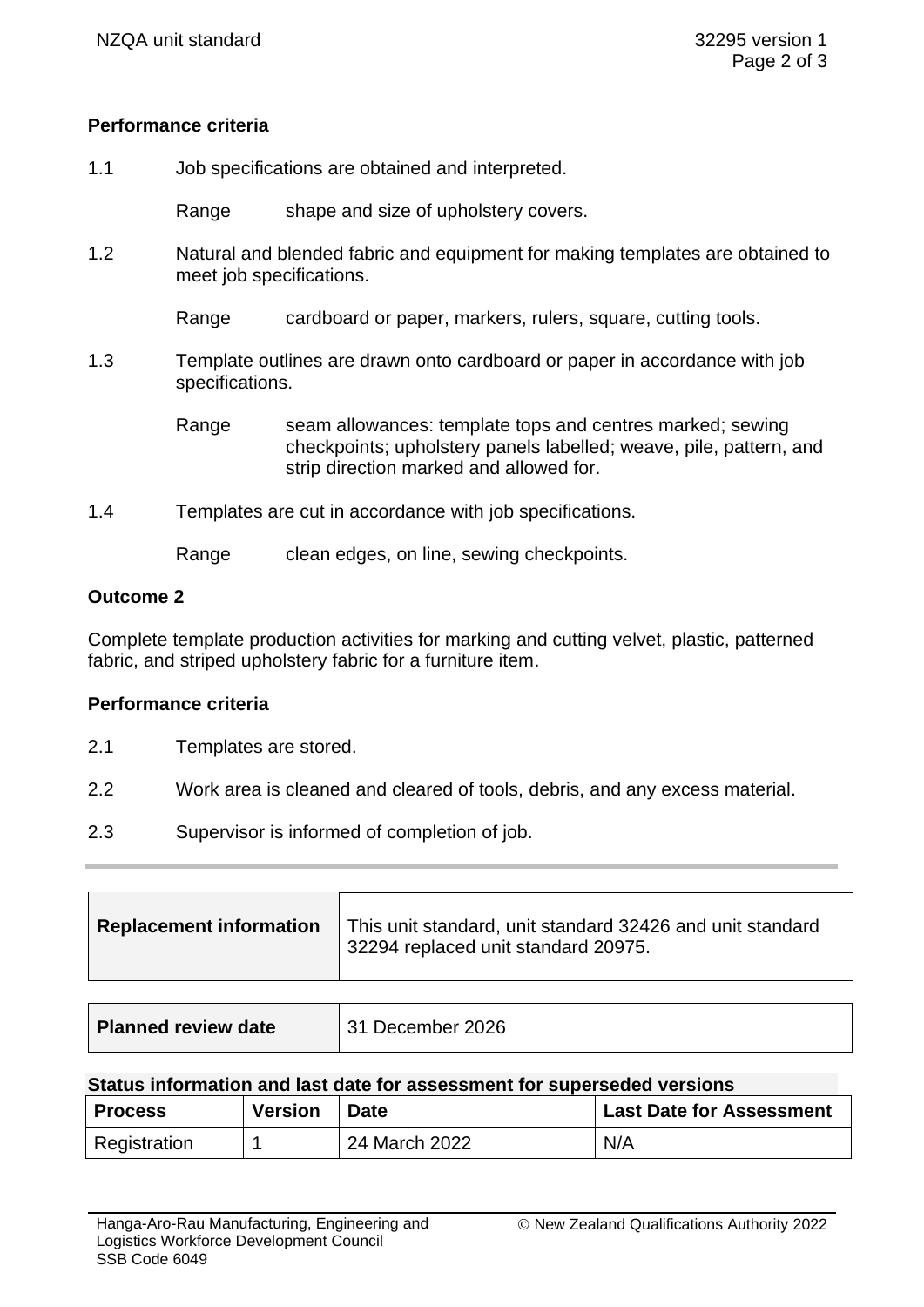**Performance criteria**

1.1 Job specifications are obtained and interpreted.

Range shape and size of upholstery covers.

1.2 Natural and blended fabric and equipment for making templates are obtained to meet job specifications.

Range cardboard or paper, markers, rulers, square, cutting tools.

1.3 Template outlines are drawn onto cardboard or paper in accordance with job specifications.

Range seam allowances: template tops and centres marked; sewing checkpoints; upholstery panels labelled; weave, pile, pattern, and strip direction marked and allowed for.

1.4 Templates are cut in accordance with job specifications.

Range clean edges, on line, sewing checkpoints.

**Outcome 2**

Complete template production activities for marking and cutting velvet, plastic, patterned fabric, and striped upholstery fabric for a furniture item.

**Performance criteria**

2.1 Templates are stored.

2.2 Work area is cleaned and cleared of tools, debris, and any excess material.

2.3 Supervisor is informed of completion of job.

| **Replacement information** | This unit standard, unit standard 32426 and unit standard 32294 replaced unit standard 20975. |
|---|---|

| **Planned review date** | 31 December 2026 |
|---|---|

**Status information and last date for assessment for superseded versions**

| Process | Version | Date | Last Date for Assessment |
|---|---|---|---|
| Registration | 1 | 24 March 2022 | N/A |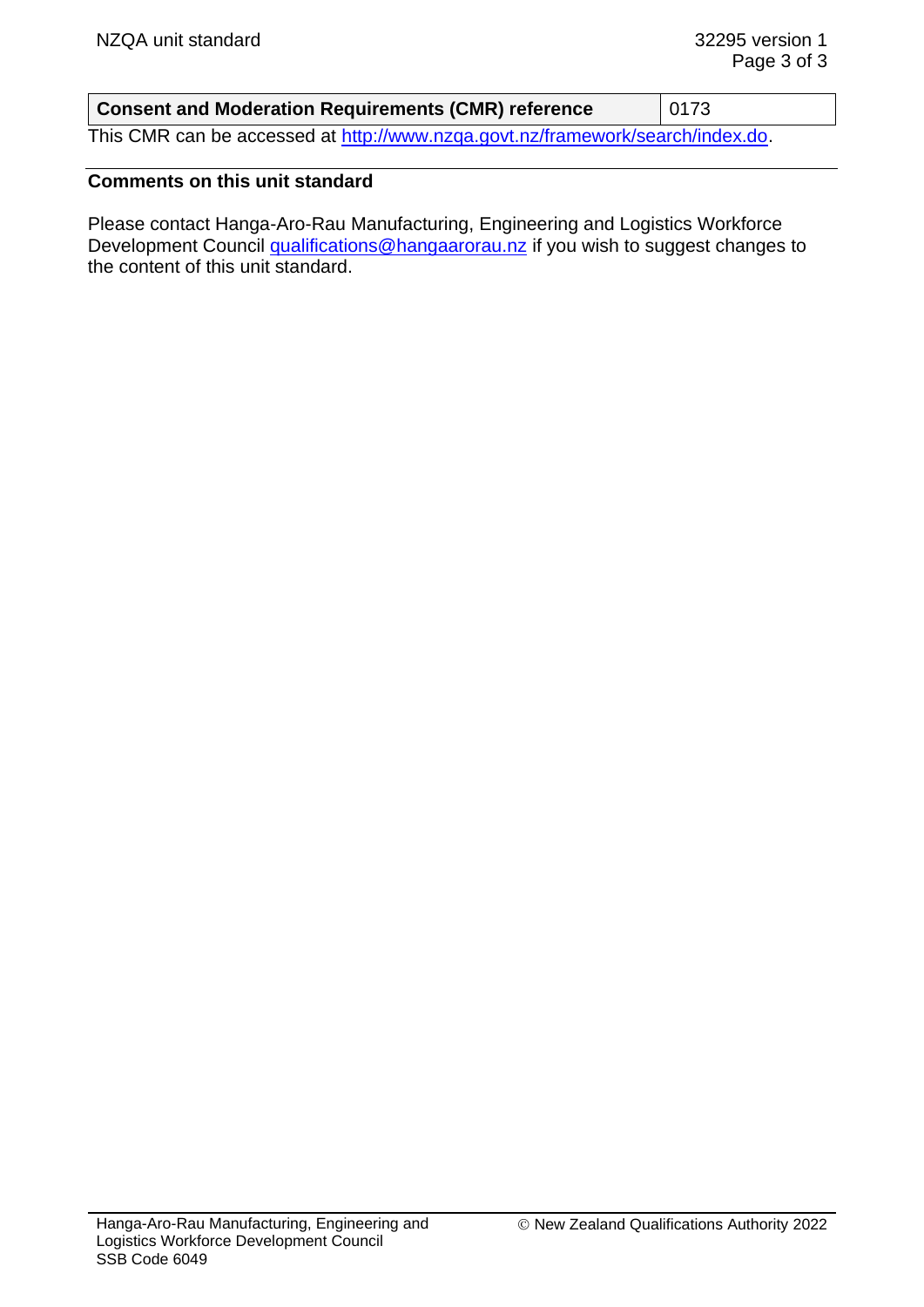| Consent and Moderation Requirements (CMR) reference | 0173 |
| --- | --- |

This CMR can be accessed at http://www.nzqa.govt.nz/framework/search/index.do.

**Comments on this unit standard**

Please contact Hanga-Aro-Rau Manufacturing, Engineering and Logistics Workforce Development Council qualifications@hangaarorau.nz if you wish to suggest changes to the content of this unit standard.